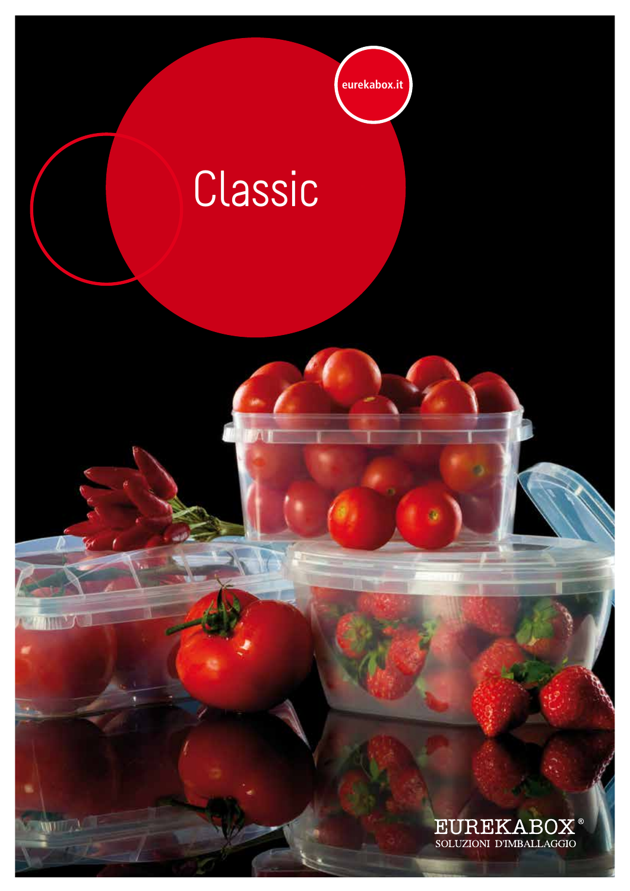eurekabox.it

# Classic

EUREKABOX®
SOLUZIONI D'IMBALLAGGIO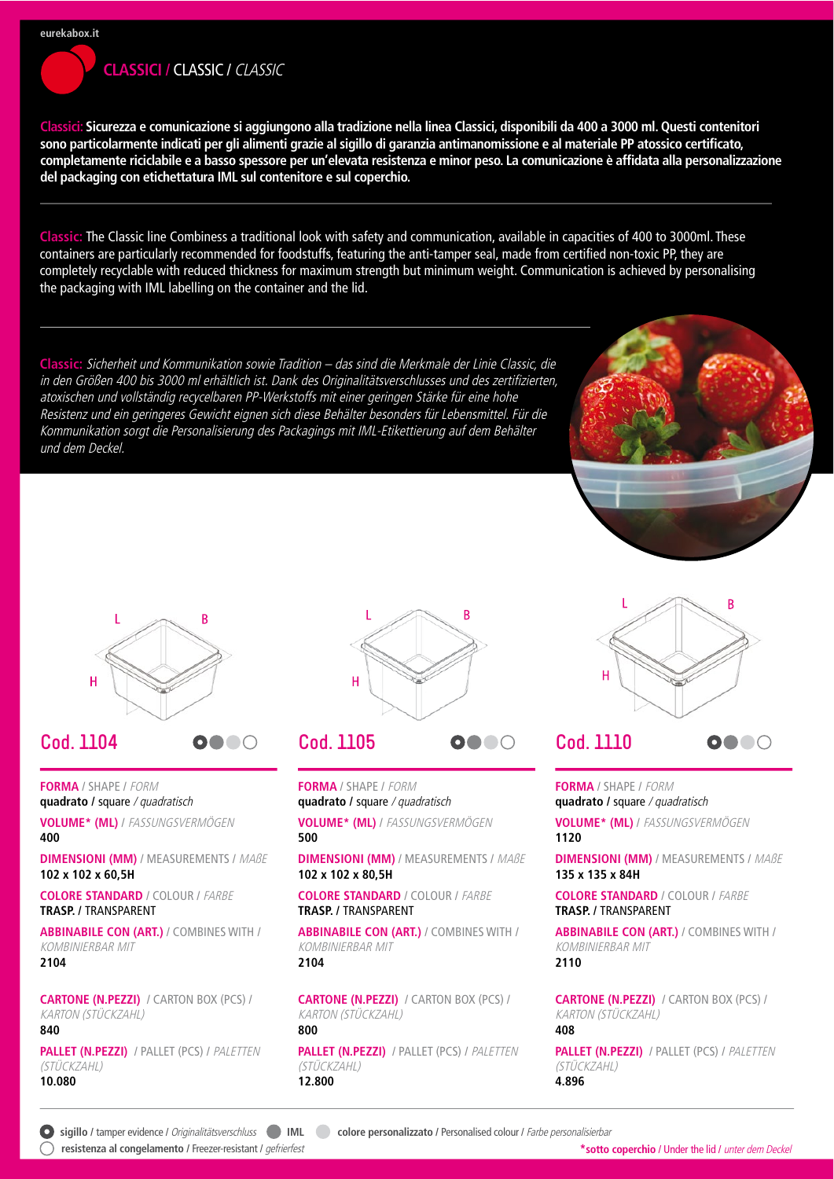## CLASSICI / CLASSIC / *CLASSIC*

**Classici: Sicurezza e comunicazione si aggiungono alla tradizione nella linea Classici, disponibili da 400 a 3000 ml. Questi contenitori sono particolarmente indicati per gli alimenti grazie al sigillo di garanzia antimanomissione e al materiale PP atossico certificato, completamente riciclabile e a basso spessore per un'elevata resistenza e minor peso. La comunicazione è affidata alla personalizzazione del packaging con etichettatura IML sul contenitore e sul coperchio.**

---

Classic: The Classic line Combiness a traditional look with safety and communication, available in capacities of 400 to 3000ml. These containers are particularly recommended for foodstuffs, featuring the anti-tamper seal, made from certified non-toxic PP, they are completely recyclable with reduced thickness for maximum strength but minimum weight. Communication is achieved by personalising the packaging with IML labelling on the container and the lid.

---

Classic: *Sicherheit und Kommunikation sowie Tradition – das sind die Merkmale der Linie Classic, die in den Größen 400 bis 3000 ml erhältlich ist. Dank des Originalitätsverschlusses und des zertifizierten, atoxischen und vollständig recycelbaren PP-Werkstoffs mit einer geringen Stärke für eine hohe Resistenz und ein geringeres Gewicht eignen sich diese Behälter besonders für Lebensmittel. Für die Kommunikation sorgt die Personalisierung des Packagings mit IML-Etikettierung auf dem Behälter und dem Deckel.*

### Cod. 1104

**FORMA** / SHAPE / *FORM*
**quadrato /** square */ quadratisch*

**VOLUME\* (ML)** / *FASSUNGSVERMÖGEN*
**400**

**DIMENSIONI (MM)** / MEASUREMENTS / *MAßE*
**102 x 102 x 60,5H**

**COLORE STANDARD** / COLOUR / *FARBE*
**TRASP. /** TRANSPARENT

**ABBINABILE CON (ART.)** / COMBINES WITH / *KOMBINIERBAR MIT*
**2104**

**CARTONE (N.PEZZI)** / CARTON BOX (PCS) / *KARTON (STÜCKZAHL)*
**840**

**PALLET (N.PEZZI)** / PALLET (PCS) / *PALETTEN (STÜCKZAHL)*
**10.080**

### Cod. 1105

**FORMA** / SHAPE / *FORM*
**quadrato /** square */ quadratisch*

**VOLUME\* (ML)** / *FASSUNGSVERMÖGEN*
**500**

**DIMENSIONI (MM)** / MEASUREMENTS / *MAßE*
**102 x 102 x 80,5H**

**COLORE STANDARD** / COLOUR / *FARBE*
**TRASP. /** TRANSPARENT

**ABBINABILE CON (ART.)** / COMBINES WITH / *KOMBINIERBAR MIT*
**2104**

**CARTONE (N.PEZZI)** / CARTON BOX (PCS) / *KARTON (STÜCKZAHL)*
**800**

**PALLET (N.PEZZI)** / PALLET (PCS) / *PALETTEN (STÜCKZAHL)*
**12.800**

### Cod. 1110

**FORMA** / SHAPE / *FORM*
**quadrato /** square */ quadratisch*

**VOLUME\* (ML)** / *FASSUNGSVERMÖGEN*
**1120**

**DIMENSIONI (MM)** / MEASUREMENTS / *MAßE*
**135 x 135 x 84H**

**COLORE STANDARD** / COLOUR / *FARBE*
**TRASP. /** TRANSPARENT

**ABBINABILE CON (ART.)** / COMBINES WITH / *KOMBINIERBAR MIT*
**2110**

**CARTONE (N.PEZZI)** / CARTON BOX (PCS) / *KARTON (STÜCKZAHL)*
**408**

**PALLET (N.PEZZI)** / PALLET (PCS) / *PALETTEN (STÜCKZAHL)*
**4.896**

---

**sigillo** / tamper evidence / *Originalitätsverschluss* **IML** **colore personalizzato** / Personalised colour / *Farbe personalisierbar*
**resistenza al congelamento** / Freezer-resistant / *gefrierfest*

**\*sotto coperchio** / Under the lid / *unter dem Deckel*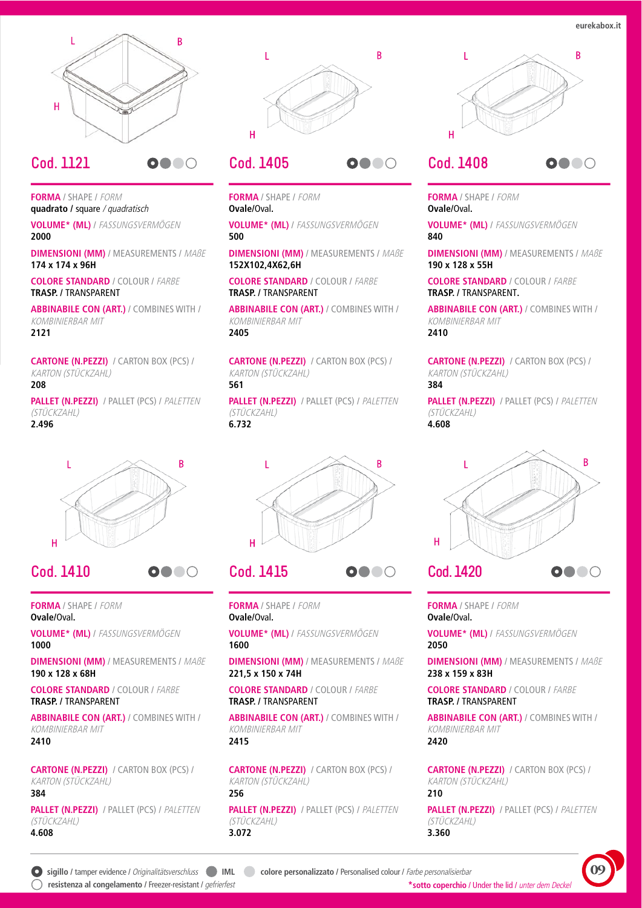## Cod. 1121

**FORMA** / SHAPE / *FORM*
**quadrato** / square / *quadratisch*

**VOLUME* (ML)** / *FASSUNGSVERMÖGEN*
**2000**

**DIMENSIONI (MM)** / MEASUREMENTS / *MAßE*
**174 x 174 x 96H**

**COLORE STANDARD** / COLOUR / *FARBE*
**TRASP.** / TRANSPARENT

**ABBINABILE CON (ART.)** / COMBINES WITH / *KOMBINIERBAR MIT*
**2121**

**CARTONE (N.PEZZI)** / CARTON BOX (PCS) / *KARTON (STÜCKZAHL)*
**208**

**PALLET (N.PEZZI)** / PALLET (PCS) / *PALETTEN (STÜCKZAHL)*
**2.496**

## Cod. 1405

**FORMA** / SHAPE / *FORM*
**Ovale**/Oval.

**VOLUME* (ML)** / *FASSUNGSVERMÖGEN*
**500**

**DIMENSIONI (MM)** / MEASUREMENTS / *MAßE*
**152X102,4X62,6H**

**COLORE STANDARD** / COLOUR / *FARBE*
**TRASP.** / TRANSPARENT

**ABBINABILE CON (ART.)** / COMBINES WITH / *KOMBINIERBAR MIT*
**2405**

**CARTONE (N.PEZZI)** / CARTON BOX (PCS) / *KARTON (STÜCKZAHL)*
**561**

**PALLET (N.PEZZI)** / PALLET (PCS) / *PALETTEN (STÜCKZAHL)*
**6.732**

## Cod. 1408

**FORMA** / SHAPE / *FORM*
**Ovale**/Oval.

**VOLUME* (ML)** / *FASSUNGSVERMÖGEN*
**840**

**DIMENSIONI (MM)** / MEASUREMENTS / *MAßE*
**190 x 128 x 55H**

**COLORE STANDARD** / COLOUR / *FARBE*
**TRASP.** / TRANSPARENT.

**ABBINABILE CON (ART.)** / COMBINES WITH / *KOMBINIERBAR MIT*
**2410**

**CARTONE (N.PEZZI)** / CARTON BOX (PCS) / *KARTON (STÜCKZAHL)*
**384**

**PALLET (N.PEZZI)** / PALLET (PCS) / *PALETTEN (STÜCKZAHL)*
**4.608**

## Cod. 1410

**FORMA** / SHAPE / *FORM*
**Ovale**/Oval.

**VOLUME* (ML)** / *FASSUNGSVERMÖGEN*
**1000**

**DIMENSIONI (MM)** / MEASUREMENTS / *MAßE*
**190 x 128 x 68H**

**COLORE STANDARD** / COLOUR / *FARBE*
**TRASP.** / TRANSPARENT

**ABBINABILE CON (ART.)** / COMBINES WITH / *KOMBINIERBAR MIT*
**2410**

**CARTONE (N.PEZZI)** / CARTON BOX (PCS) / *KARTON (STÜCKZAHL)*
**384**

**PALLET (N.PEZZI)** / PALLET (PCS) / *PALETTEN (STÜCKZAHL)*
**4.608**

## Cod. 1415

**FORMA** / SHAPE / *FORM*
**Ovale**/Oval.

**VOLUME* (ML)** / *FASSUNGSVERMÖGEN*
**1600**

**DIMENSIONI (MM)** / MEASUREMENTS / *MAßE*
**221,5 x 150 x 74H**

**COLORE STANDARD** / COLOUR / *FARBE*
**TRASP.** / TRANSPARENT

**ABBINABILE CON (ART.)** / COMBINES WITH / *KOMBINIERBAR MIT*
**2415**

**CARTONE (N.PEZZI)** / CARTON BOX (PCS) / *KARTON (STÜCKZAHL)*
**256**

**PALLET (N.PEZZI)** / PALLET (PCS) / *PALETTEN (STÜCKZAHL)*
**3.072**

## Cod. 1420

**FORMA** / SHAPE / *FORM*
**Ovale**/Oval.

**VOLUME* (ML)** / *FASSUNGSVERMÖGEN*
**2050**

**DIMENSIONI (MM)** / MEASUREMENTS / *MAßE*
**238 x 159 x 83H**

**COLORE STANDARD** / COLOUR / *FARBE*
**TRASP.** / TRANSPARENT

**ABBINABILE CON (ART.)** / COMBINES WITH / *KOMBINIERBAR MIT*
**2420**

**CARTONE (N.PEZZI)** / CARTON BOX (PCS) / *KARTON (STÜCKZAHL)*
**210**

**PALLET (N.PEZZI)** / PALLET (PCS) / *PALETTEN (STÜCKZAHL)*
**3.360**

---

**sigillo** / tamper evidence / *Originalitätsverschluss* **IML** **colore personalizzato** / Personalised colour / *Farbe personalisierbar*
**resistenza al congelamento** / Freezer-resistant / *gefrierfest*

***sotto coperchio** / Under the lid / *unter dem Deckel*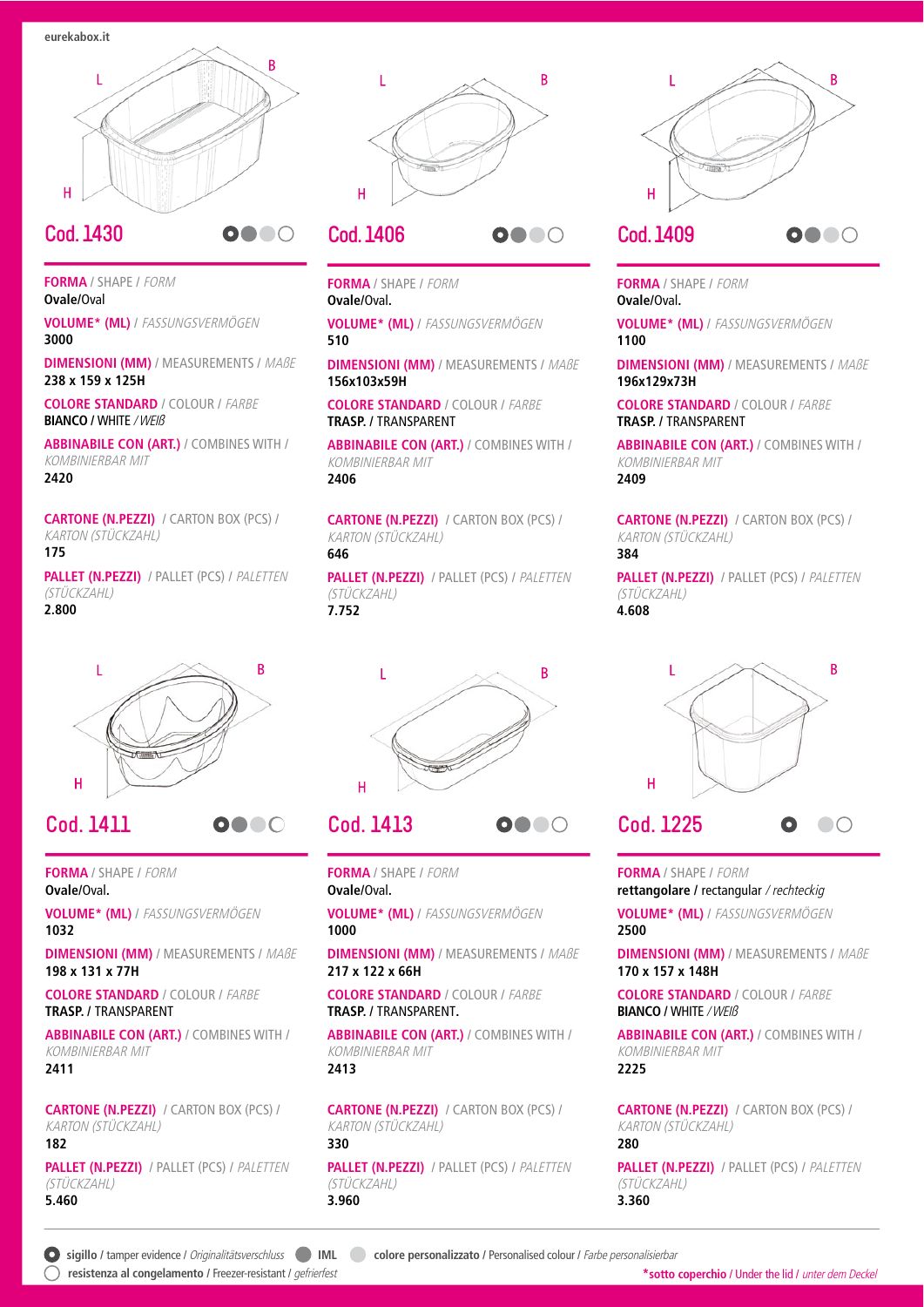## Cod. 1430

**FORMA** / SHAPE / *FORM*
**Ovale**/Oval

**VOLUME\* (ML)** / *FASSUNGSVERMÖGEN*
**3000**

**DIMENSIONI (MM)** / MEASUREMENTS / *MAßE*
**238 x 159 x 125H**

**COLORE STANDARD** / COLOUR / *FARBE*
**BIANCO** / WHITE / *WEIß*

**ABBINABILE CON (ART.)** / COMBINES WITH / *KOMBINIERBAR MIT*
**2420**

**CARTONE (N.PEZZI)** / CARTON BOX (PCS) / *KARTON (STÜCKZAHL)*
**175**

**PALLET (N.PEZZI)** / PALLET (PCS) / *PALETTEN (STÜCKZAHL)*
**2.800**

## Cod. 1406

**FORMA** / SHAPE / *FORM*
**Ovale**/Oval.

**VOLUME\* (ML)** / *FASSUNGSVERMÖGEN*
**510**

**DIMENSIONI (MM)** / MEASUREMENTS / *MAßE*
**156x103x59H**

**COLORE STANDARD** / COLOUR / *FARBE*
**TRASP.** / TRANSPARENT

**ABBINABILE CON (ART.)** / COMBINES WITH / *KOMBINIERBAR MIT*
**2406**

**CARTONE (N.PEZZI)** / CARTON BOX (PCS) / *KARTON (STÜCKZAHL)*
**646**

**PALLET (N.PEZZI)** / PALLET (PCS) / *PALETTEN (STÜCKZAHL)*
**7.752**

## Cod. 1409

**FORMA** / SHAPE / *FORM*
**Ovale**/Oval.

**VOLUME\* (ML)** / *FASSUNGSVERMÖGEN*
**1100**

**DIMENSIONI (MM)** / MEASUREMENTS / *MAßE*
**196x129x73H**

**COLORE STANDARD** / COLOUR / *FARBE*
**TRASP.** / TRANSPARENT

**ABBINABILE CON (ART.)** / COMBINES WITH / *KOMBINIERBAR MIT*
**2409**

**CARTONE (N.PEZZI)** / CARTON BOX (PCS) / *KARTON (STÜCKZAHL)*
**384**

**PALLET (N.PEZZI)** / PALLET (PCS) / *PALETTEN (STÜCKZAHL)*
**4.608**

## Cod. 1411

**FORMA** / SHAPE / *FORM*
**Ovale**/Oval.

**VOLUME\* (ML)** / *FASSUNGSVERMÖGEN*
**1032**

**DIMENSIONI (MM)** / MEASUREMENTS / *MAßE*
**198 x 131 x 77H**

**COLORE STANDARD** / COLOUR / *FARBE*
**TRASP.** / TRANSPARENT

**ABBINABILE CON (ART.)** / COMBINES WITH / *KOMBINIERBAR MIT*
**2411**

**CARTONE (N.PEZZI)** / CARTON BOX (PCS) / *KARTON (STÜCKZAHL)*
**182**

**PALLET (N.PEZZI)** / PALLET (PCS) / *PALETTEN (STÜCKZAHL)*
**5.460**

## Cod. 1413

**FORMA** / SHAPE / *FORM*
**Ovale**/Oval.

**VOLUME\* (ML)** / *FASSUNGSVERMÖGEN*
**1000**

**DIMENSIONI (MM)** / MEASUREMENTS / *MAßE*
**217 x 122 x 66H**

**COLORE STANDARD** / COLOUR / *FARBE*
**TRASP.** / TRANSPARENT.

**ABBINABILE CON (ART.)** / COMBINES WITH / *KOMBINIERBAR MIT*
**2413**

**CARTONE (N.PEZZI)** / CARTON BOX (PCS) / *KARTON (STÜCKZAHL)*
**330**

**PALLET (N.PEZZI)** / PALLET (PCS) / *PALETTEN (STÜCKZAHL)*
**3.960**

## Cod. 1225

**FORMA** / SHAPE / *FORM*
**rettangolare** / rectangular / *rechteckig*

**VOLUME\* (ML)** / *FASSUNGSVERMÖGEN*
**2500**

**DIMENSIONI (MM)** / MEASUREMENTS / *MAßE*
**170 x 157 x 148H**

**COLORE STANDARD** / COLOUR / *FARBE*
**BIANCO** / WHITE / *WEIß*

**ABBINABILE CON (ART.)** / COMBINES WITH / *KOMBINIERBAR MIT*
**2225**

**CARTONE (N.PEZZI)** / CARTON BOX (PCS) / *KARTON (STÜCKZAHL)*
**280**

**PALLET (N.PEZZI)** / PALLET (PCS) / *PALETTEN (STÜCKZAHL)*
**3.360**

---

**sigillo** / tamper evidence / *Originalitätsverschluss* — **IML** — **colore personalizzato** / Personalised colour / *Farbe personalisierbar*
**resistenza al congelamento** / Freezer-resistant / *gefrierfest*

**\*sotto coperchio** / Under the lid / *unter dem Deckel*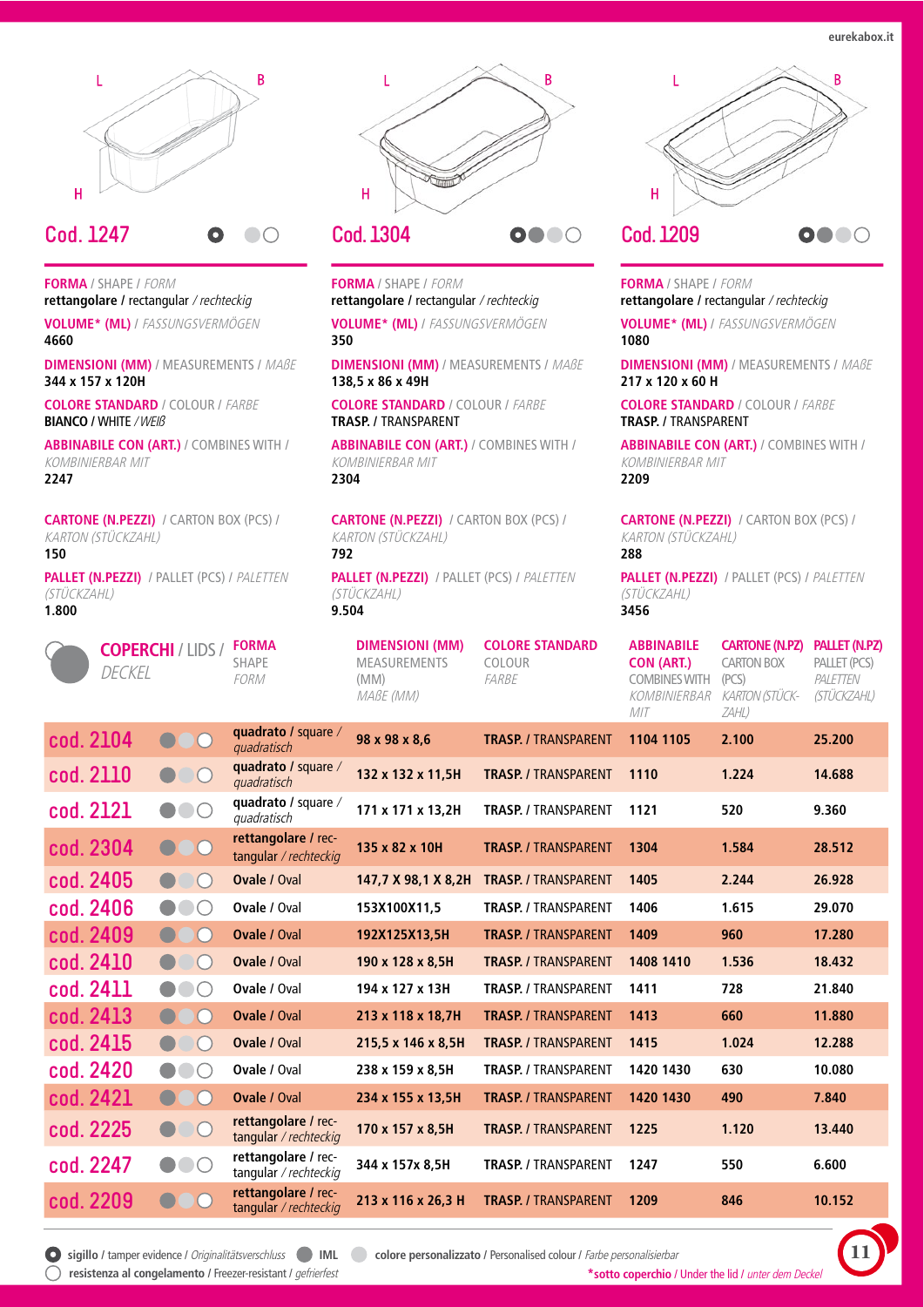## Cod. 1247

**FORMA** / SHAPE / *FORM*
**rettangolare** / rectangular / *rechteckig*

**VOLUME\* (ML)** / *FASSUNGSVERMÖGEN*
4660

**DIMENSIONI (MM)** / MEASUREMENTS / *MAßE*
344 x 157 x 120H

**COLORE STANDARD** / COLOUR / *FARBE*
**BIANCO** / WHITE / *WEIß*

**ABBINABILE CON (ART.)** / COMBINES WITH / *KOMBINIERBAR MIT*
2247

**CARTONE (N.PEZZI)** / CARTON BOX (PCS) / *KARTON (STÜCKZAHL)*
150

**PALLET (N.PEZZI)** / PALLET (PCS) / *PALETTEN (STÜCKZAHL)*
1.800

## Cod. 1304

**FORMA** / SHAPE / *FORM*
**rettangolare** / rectangular / *rechteckig*

**VOLUME\* (ML)** / *FASSUNGSVERMÖGEN*
350

**DIMENSIONI (MM)** / MEASUREMENTS / *MAßE*
138,5 x 86 x 49H

**COLORE STANDARD** / COLOUR / *FARBE*
**TRASP.** / TRANSPARENT

**ABBINABILE CON (ART.)** / COMBINES WITH / *KOMBINIERBAR MIT*
2304

**CARTONE (N.PEZZI)** / CARTON BOX (PCS) / *KARTON (STÜCKZAHL)*
792

**PALLET (N.PEZZI)** / PALLET (PCS) / *PALETTEN (STÜCKZAHL)*
9.504

## Cod. 1209

**FORMA** / SHAPE / *FORM*
**rettangolare** / rectangular / *rechteckig*

**VOLUME\* (ML)** / *FASSUNGSVERMÖGEN*
1080

**DIMENSIONI (MM)** / MEASUREMENTS / *MAßE*
217 x 120 x 60 H

**COLORE STANDARD** / COLOUR / *FARBE*
**TRASP.** / TRANSPARENT

**ABBINABILE CON (ART.)** / COMBINES WITH / *KOMBINIERBAR MIT*
2209

**CARTONE (N.PEZZI)** / CARTON BOX (PCS) / *KARTON (STÜCKZAHL)*
288

**PALLET (N.PEZZI)** / PALLET (PCS) / *PALETTEN (STÜCKZAHL)*
3456

## COPERCHI / LIDS / *DECKEL*

| COPERCHI / LIDS / *DECKEL* | FORMA / SHAPE / *FORM* | DIMENSIONI (MM) / MEASUREMENTS (MM) / *MAßE (MM)* | COLORE STANDARD / COLOUR / *FARBE* | ABBINABILE CON (ART.) / COMBINES WITH / *KOMBINIERBAR MIT* | CARTONE (N.PZ) / CARTON BOX (PCS) / *KARTON (STÜCKZAHL)* | PALLET (N.PZ) / PALLET (PCS) / *PALETTEN (STÜCKZAHL)* |
|---|---|---|---|---|---|---|
| cod. 2104 | **quadrato** / square / *quadratisch* | 98 x 98 x 8,6 | **TRASP.** / TRANSPARENT | 1104 1105 | 2.100 | 25.200 |
| cod. 2110 | **quadrato** / square / *quadratisch* | 132 x 132 x 11,5H | **TRASP.** / TRANSPARENT | 1110 | 1.224 | 14.688 |
| cod. 2121 | **quadrato** / square / *quadratisch* | 171 x 171 x 13,2H | **TRASP.** / TRANSPARENT | 1121 | 520 | 9.360 |
| cod. 2304 | **rettangolare** / rectangular / *rechteckig* | 135 x 82 x 10H | **TRASP.** / TRANSPARENT | 1304 | 1.584 | 28.512 |
| cod. 2405 | **Ovale** / Oval | 147,7 X 98,1 X 8,2H | **TRASP.** / TRANSPARENT | 1405 | 2.244 | 26.928 |
| cod. 2406 | **Ovale** / Oval | 153X100X11,5 | **TRASP.** / TRANSPARENT | 1406 | 1.615 | 29.070 |
| cod. 2409 | **Ovale** / Oval | 192X125X13,5H | **TRASP.** / TRANSPARENT | 1409 | 960 | 17.280 |
| cod. 2410 | **Ovale** / Oval | 190 x 128 x 8,5H | **TRASP.** / TRANSPARENT | 1408 1410 | 1.536 | 18.432 |
| cod. 2411 | **Ovale** / Oval | 194 x 127 x 13H | **TRASP.** / TRANSPARENT | 1411 | 728 | 21.840 |
| cod. 2413 | **Ovale** / Oval | 213 x 118 x 18,7H | **TRASP.** / TRANSPARENT | 1413 | 660 | 11.880 |
| cod. 2415 | **Ovale** / Oval | 215,5 x 146 x 8,5H | **TRASP.** / TRANSPARENT | 1415 | 1.024 | 12.288 |
| cod. 2420 | **Ovale** / Oval | 238 x 159 x 8,5H | **TRASP.** / TRANSPARENT | 1420 1430 | 630 | 10.080 |
| cod. 2421 | **Ovale** / Oval | 234 x 155 x 13,5H | **TRASP.** / TRANSPARENT | 1420 1430 | 490 | 7.840 |
| cod. 2225 | **rettangolare** / rectangular / *rechteckig* | 170 x 157 x 8,5H | **TRASP.** / TRANSPARENT | 1225 | 1.120 | 13.440 |
| cod. 2247 | **rettangolare** / rectangular / *rechteckig* | 344 x 157x 8,5H | **TRASP.** / TRANSPARENT | 1247 | 550 | 6.600 |
| cod. 2209 | **rettangolare** / rectangular / *rechteckig* | 213 x 116 x 26,3 H | **TRASP.** / TRANSPARENT | 1209 | 846 | 10.152 |

**sigillo** / tamper evidence / *Originalitätsverschluss* — **IML** — **colore personalizzato** / Personalised colour / *Farbe personalisierbar*
**resistenza al congelamento** / Freezer-resistant / *gefrierfest*

**\*sotto coperchio** / Under the lid / *unter dem Deckel*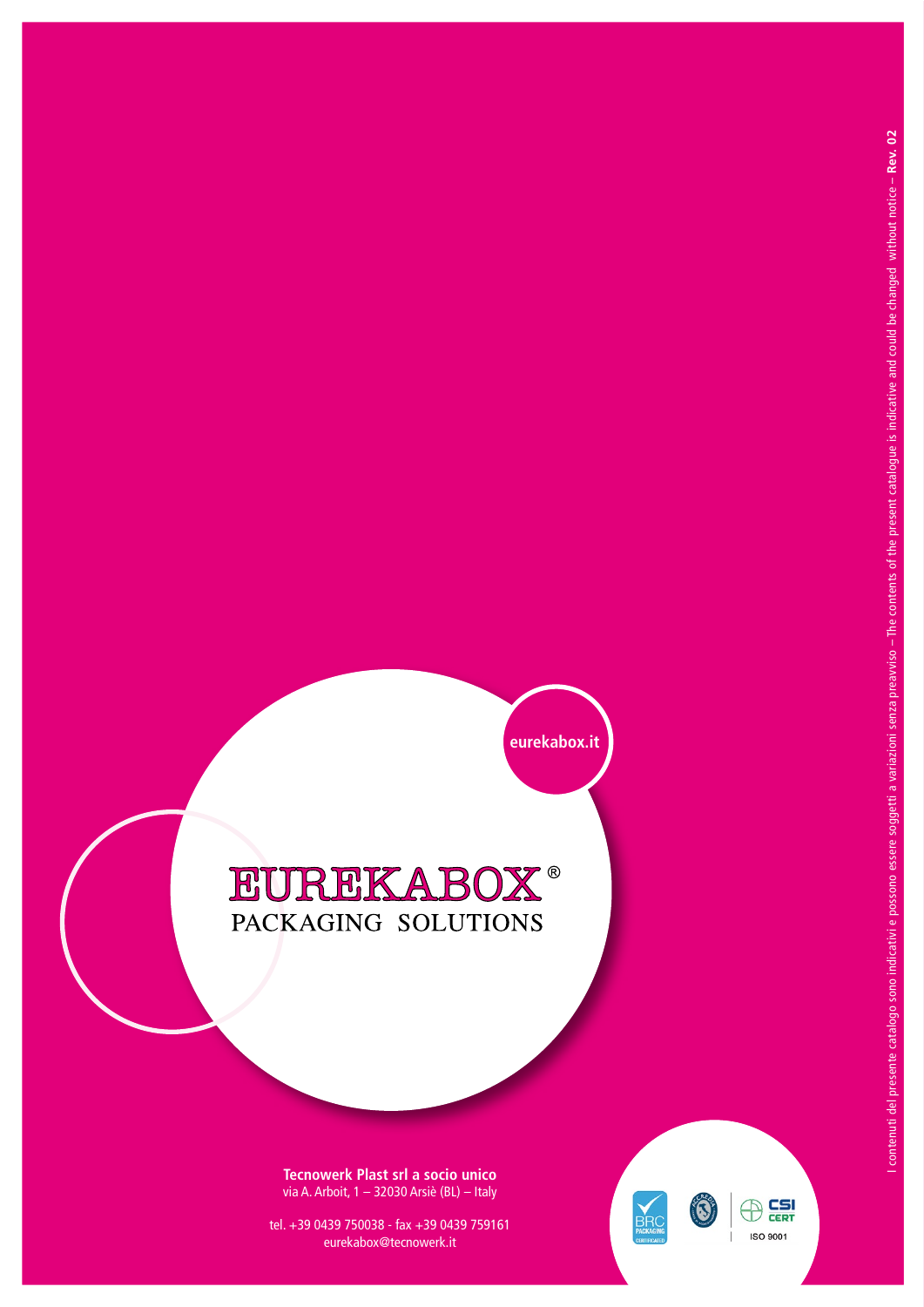eurekabox.it

# EUREKABOX®

PACKAGING SOLUTIONS

**Tecnowerk Plast srl a socio unico**
via A. Arboit, 1 – 32030 Arsiè (BL) – Italy

tel. +39 0439 750038 - fax +39 0439 759161
eurekabox@tecnowerk.it

BRC PACKAGING CERTIFICATED

CSI CERT ISO 9001

I contenuti del presente catalogo sono indicativi e possono essere soggetti a variazioni senza preavviso – The contents of the present catalogue is indicative and could be changed without notice – **Rev. 02**